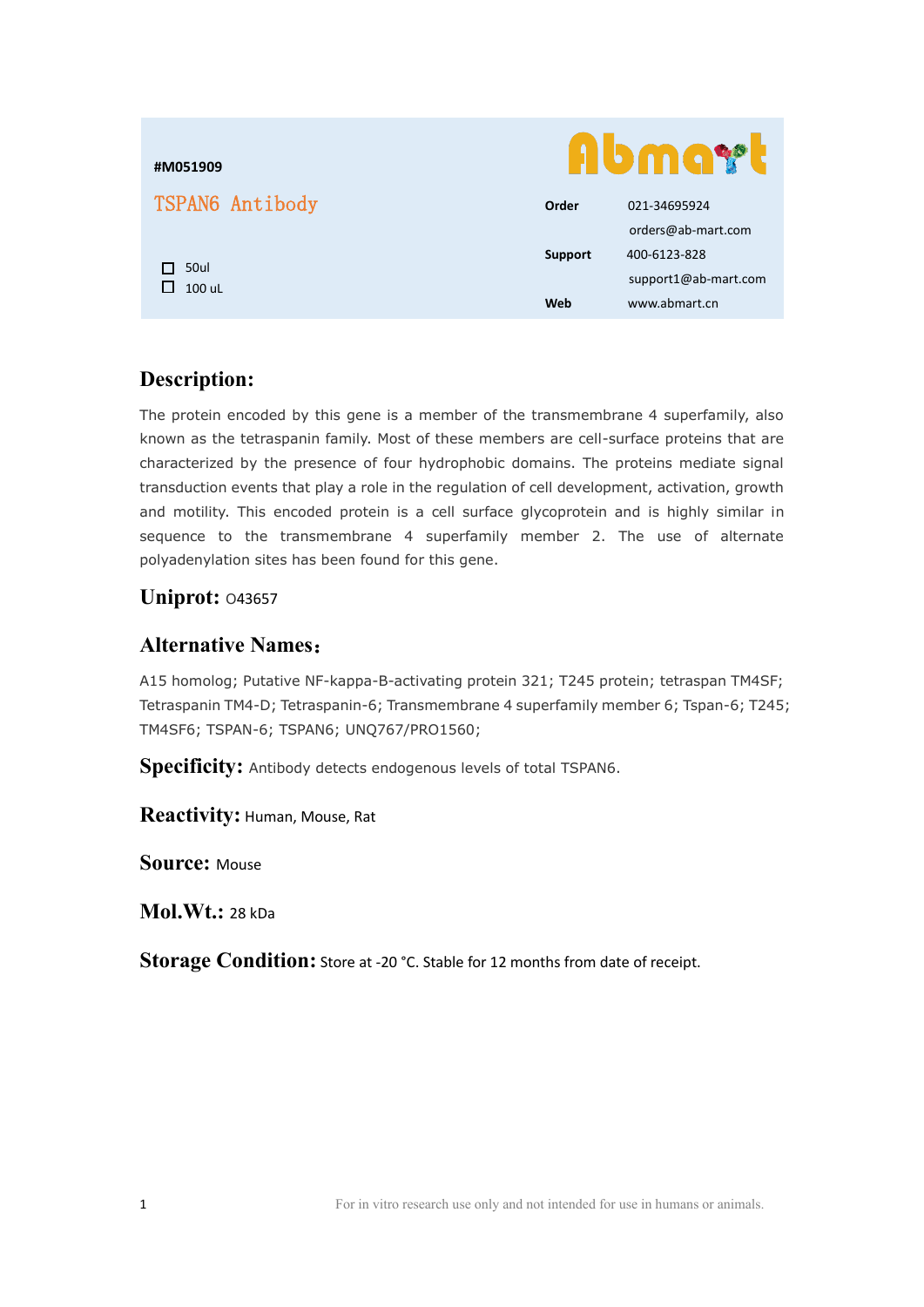#M051909

# TSPAN6 Antibody

- ☐ 50ul
- ☐ 100 uL

**Order** 021-34695924
orders@ab-mart.com

**Support** 400-6123-828
support1@ab-mart.com

**Web** www.abmart.cn

## Description:

The protein encoded by this gene is a member of the transmembrane 4 superfamily, also known as the tetraspanin family. Most of these members are cell-surface proteins that are characterized by the presence of four hydrophobic domains. The proteins mediate signal transduction events that play a role in the regulation of cell development, activation, growth and motility. This encoded protein is a cell surface glycoprotein and is highly similar in sequence to the transmembrane 4 superfamily member 2. The use of alternate polyadenylation sites has been found for this gene.

## Uniprot: O43657

## Alternative Names：

A15 homolog; Putative NF-kappa-B-activating protein 321; T245 protein; tetraspan TM4SF; Tetraspanin TM4-D; Tetraspanin-6; Transmembrane 4 superfamily member 6; Tspan-6; T245; TM4SF6; TSPAN-6; TSPAN6; UNQ767/PRO1560;

**Specificity:** Antibody detects endogenous levels of total TSPAN6.

**Reactivity:** Human, Mouse, Rat

**Source:** Mouse

**Mol.Wt.:** 28 kDa

**Storage Condition:** Store at -20 °C. Stable for 12 months from date of receipt.

For in vitro research use only and not intended for use in humans or animals.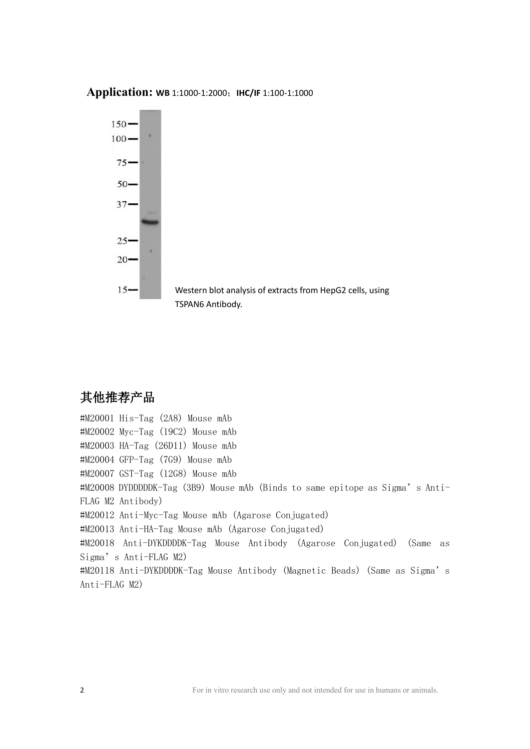**Application:** **WB** 1:1000-1:2000；**IHC/IF** 1:100-1:1000

150
100
75
50
37
25
20
15

Western blot analysis of extracts from HepG2 cells, using TSPAN6 Antibody.

## 其他推荐产品

#M20001 His-Tag (2A8) Mouse mAb
#M20002 Myc-Tag (19C2) Mouse mAb
#M20003 HA-Tag (26D11) Mouse mAb
#M20004 GFP-Tag (7G9) Mouse mAb
#M20007 GST-Tag (12G8) Mouse mAb
#M20008 DYDDDDDK-Tag (3B9) Mouse mAb (Binds to same epitope as Sigma's Anti-FLAG M2 Antibody)
#M20012 Anti-Myc-Tag Mouse mAb (Agarose Conjugated)
#M20013 Anti-HA-Tag Mouse mAb (Agarose Conjugated)
#M20018 Anti-DYKDDDDK-Tag Mouse Antibody (Agarose Conjugated) (Same as Sigma's Anti-FLAG M2)
#M20118 Anti-DYKDDDDK-Tag Mouse Antibody (Magnetic Beads) (Same as Sigma's Anti-FLAG M2)

For in vitro research use only and not intended for use in humans or animals.